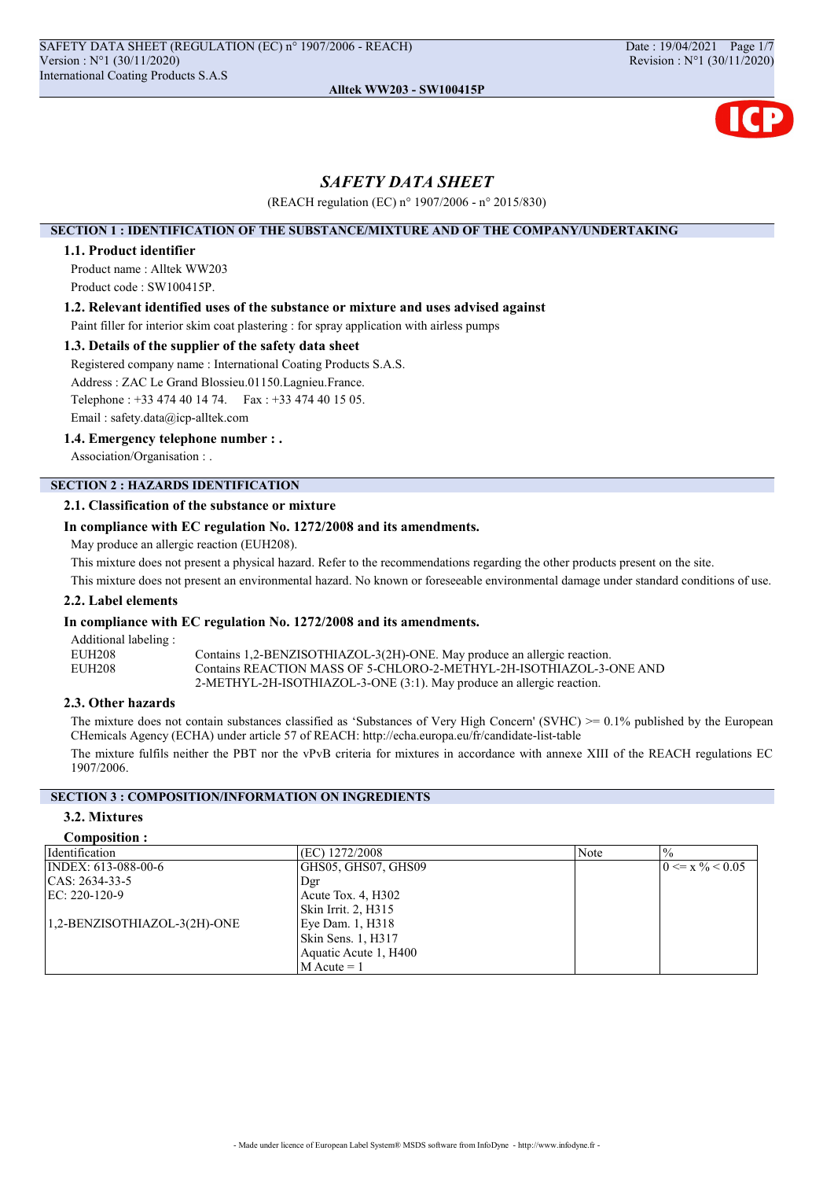# SAFETY DATA SHEET

(REACH regulation (EC) n° 1907/2006 - n° 2015/830)

## SECTION 1 : IDENTIFICATION OF THE SUBSTANCE/MIXTURE AND OF THE COMPANY/UNDERTAKING

### 1.1. Product identifier

Product name : Alltek WW203

Product code : SW100415P.

### 1.2. Relevant identified uses of the substance or mixture and uses advised against

Paint filler for interior skim coat plastering : for spray application with airless pumps

### 1.3. Details of the supplier of the safety data sheet

Registered company name : International Coating Products S.A.S.

Address : ZAC Le Grand Blossieu.01150.Lagnieu.France.

Telephone : +33 474 40 14 74. Fax : +33 474 40 15 05.

Email : safety.data@icp-alltek.com

### 1.4. Emergency telephone number : .

Association/Organisation : .

## SECTION 2 : HAZARDS IDENTIFICATION

### 2.1. Classification of the substance or mixture

**In compliance with EC regulation No. 1272/2008 and its amendments.**

May produce an allergic reaction (EUH208).

This mixture does not present a physical hazard. Refer to the recommendations regarding the other products present on the site.

This mixture does not present an environmental hazard. No known or foreseeable environmental damage under standard conditions of use.

### 2.2. Label elements

**In compliance with EC regulation No. 1272/2008 and its amendments.**

Additional labeling :

EUH208 Contains 1,2-BENZISOTHIAZOL-3(2H)-ONE. May produce an allergic reaction.

EUH208 Contains REACTION MASS OF 5-CHLORO-2-METHYL-2H-ISOTHIAZOL-3-ONE AND 2-METHYL-2H-ISOTHIAZOL-3-ONE (3:1). May produce an allergic reaction.

### 2.3. Other hazards

The mixture does not contain substances classified as 'Substances of Very High Concern' (SVHC) >= 0.1% published by the European CHemicals Agency (ECHA) under article 57 of REACH: http://echa.europa.eu/fr/candidate-list-table

The mixture fulfils neither the PBT nor the vPvB criteria for mixtures in accordance with annexe XIII of the REACH regulations EC 1907/2006.

## SECTION 3 : COMPOSITION/INFORMATION ON INGREDIENTS

### 3.2. Mixtures

**Composition :**

| Identification | (EC) 1272/2008 | Note | % |
|---|---|---|---|
| INDEX: 613-088-00-6<br>CAS: 2634-33-5<br>EC: 220-120-9<br><br>1,2-BENZISOTHIAZOL-3(2H)-ONE | GHS05, GHS07, GHS09<br>Dgr<br>Acute Tox. 4, H302<br>Skin Irrit. 2, H315<br>Eye Dam. 1, H318<br>Skin Sens. 1, H317<br>Aquatic Acute 1, H400<br>M Acute = 1 | | 0 <= x % < 0.05 |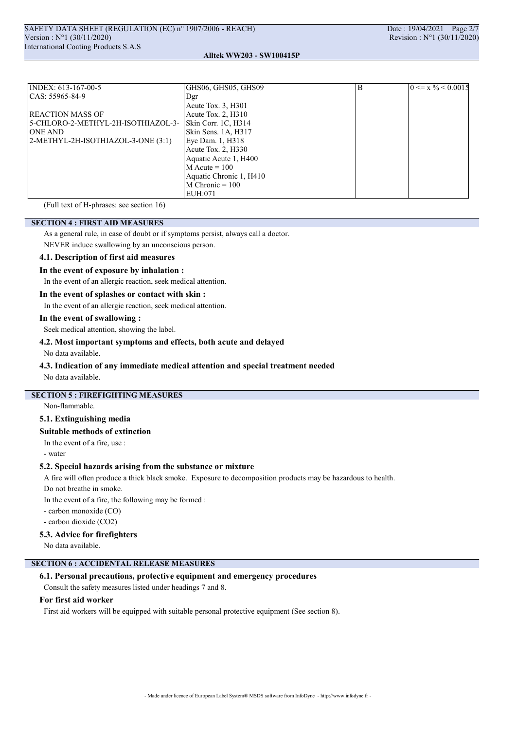| | | | |
|---|---|---|---|
| INDEX: 613-167-00-5<br>CAS: 55965-84-9<br><br>REACTION MASS OF<br>5-CHLORO-2-METHYL-2H-ISOTHIAZOL-3-ONE AND<br>2-METHYL-2H-ISOTHIAZOL-3-ONE (3:1) | GHS06, GHS05, GHS09<br>Dgr<br>Acute Tox. 3, H301<br>Acute Tox. 2, H310<br>Skin Corr. 1C, H314<br>Skin Sens. 1A, H317<br>Eye Dam. 1, H318<br>Acute Tox. 2, H330<br>Aquatic Acute 1, H400<br>M Acute = 100<br>Aquatic Chronic 1, H410<br>M Chronic = 100<br>EUH:071 | B | 0 <= x % < 0.0015 |

(Full text of H-phrases: see section 16)

## SECTION 4 : FIRST AID MEASURES

As a general rule, in case of doubt or if symptoms persist, always call a doctor.

NEVER induce swallowing by an unconscious person.

### 4.1. Description of first aid measures

**In the event of exposure by inhalation :**

In the event of an allergic reaction, seek medical attention.

**In the event of splashes or contact with skin :**

In the event of an allergic reaction, seek medical attention.

**In the event of swallowing :**

Seek medical attention, showing the label.

### 4.2. Most important symptoms and effects, both acute and delayed

No data available.

### 4.3. Indication of any immediate medical attention and special treatment needed

No data available.

## SECTION 5 : FIREFIGHTING MEASURES

Non-flammable.

### 5.1. Extinguishing media

**Suitable methods of extinction**

In the event of a fire, use :

- water

### 5.2. Special hazards arising from the substance or mixture

A fire will often produce a thick black smoke. Exposure to decomposition products may be hazardous to health.

Do not breathe in smoke.

In the event of a fire, the following may be formed :

- carbon monoxide (CO)
- carbon dioxide ($CO_2$)

### 5.3. Advice for firefighters

No data available.

## SECTION 6 : ACCIDENTAL RELEASE MEASURES

### 6.1. Personal precautions, protective equipment and emergency procedures

Consult the safety measures listed under headings 7 and 8.

**For first aid worker**

First aid workers will be equipped with suitable personal protective equipment (See section 8).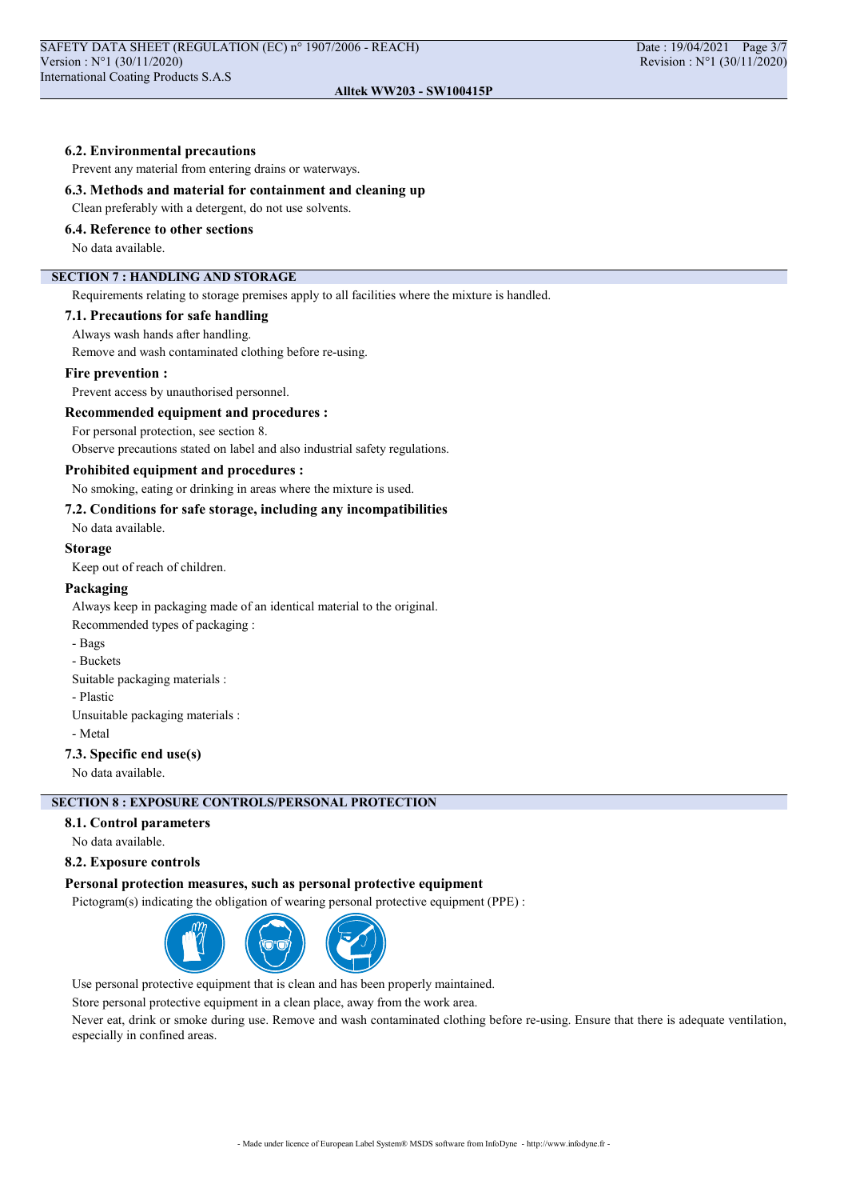### 6.2. Environmental precautions

Prevent any material from entering drains or waterways.

### 6.3. Methods and material for containment and cleaning up

Clean preferably with a detergent, do not use solvents.

### 6.4. Reference to other sections

No data available.

## SECTION 7 : HANDLING AND STORAGE

Requirements relating to storage premises apply to all facilities where the mixture is handled.

### 7.1. Precautions for safe handling

Always wash hands after handling.

Remove and wash contaminated clothing before re-using.

**Fire prevention :**

Prevent access by unauthorised personnel.

**Recommended equipment and procedures :**

For personal protection, see section 8.

Observe precautions stated on label and also industrial safety regulations.

**Prohibited equipment and procedures :**

No smoking, eating or drinking in areas where the mixture is used.

### 7.2. Conditions for safe storage, including any incompatibilities

No data available.

**Storage**

Keep out of reach of children.

**Packaging**

Always keep in packaging made of an identical material to the original.

Recommended types of packaging :

- Bags
- Buckets

Suitable packaging materials :

- Plastic

Unsuitable packaging materials :

- Metal

### 7.3. Specific end use(s)

No data available.

## SECTION 8 : EXPOSURE CONTROLS/PERSONAL PROTECTION

### 8.1. Control parameters

No data available.

### 8.2. Exposure controls

**Personal protection measures, such as personal protective equipment**

Pictogram(s) indicating the obligation of wearing personal protective equipment (PPE) :

Use personal protective equipment that is clean and has been properly maintained.

Store personal protective equipment in a clean place, away from the work area.

Never eat, drink or smoke during use. Remove and wash contaminated clothing before re-using. Ensure that there is adequate ventilation, especially in confined areas.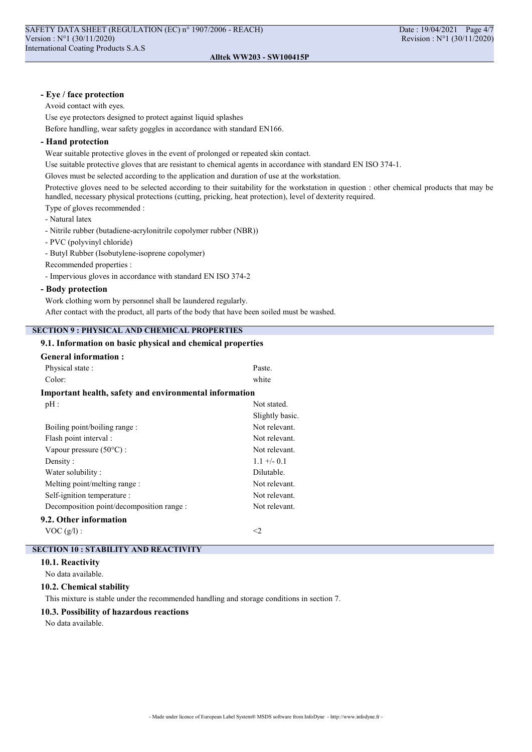**- Eye / face protection**

Avoid contact with eyes.

Use eye protectors designed to protect against liquid splashes

Before handling, wear safety goggles in accordance with standard EN166.

**- Hand protection**

Wear suitable protective gloves in the event of prolonged or repeated skin contact.

Use suitable protective gloves that are resistant to chemical agents in accordance with standard EN ISO 374-1.

Gloves must be selected according to the application and duration of use at the workstation.

Protective gloves need to be selected according to their suitability for the workstation in question : other chemical products that may be handled, necessary physical protections (cutting, pricking, heat protection), level of dexterity required.

Type of gloves recommended :

- Natural latex
- Nitrile rubber (butadiene-acrylonitrile copolymer rubber (NBR))
- PVC (polyvinyl chloride)
- Butyl Rubber (Isobutylene-isoprene copolymer)

Recommended properties :

- Impervious gloves in accordance with standard EN ISO 374-2

**- Body protection**

Work clothing worn by personnel shall be laundered regularly.

After contact with the product, all parts of the body that have been soiled must be washed.

## SECTION 9 : PHYSICAL AND CHEMICAL PROPERTIES

### 9.1. Information on basic physical and chemical properties

**General information :**

| | |
|---|---|
| Physical state : | Paste. |
| Color: | white |

**Important health, safety and environmental information**

| | |
|---|---|
| pH : | Not stated. |
| | Slightly basic. |
| Boiling point/boiling range : | Not relevant. |
| Flash point interval : | Not relevant. |
| Vapour pressure (50°C) : | Not relevant. |
| Density : | 1.1 +/- 0.1 |
| Water solubility : | Dilutable. |
| Melting point/melting range : | Not relevant. |
| Self-ignition temperature : | Not relevant. |
| Decomposition point/decomposition range : | Not relevant. |

### 9.2. Other information

| | |
|---|---|
| VOC (g/l) : | <2 |

## SECTION 10 : STABILITY AND REACTIVITY

### 10.1. Reactivity

No data available.

### 10.2. Chemical stability

This mixture is stable under the recommended handling and storage conditions in section 7.

### 10.3. Possibility of hazardous reactions

No data available.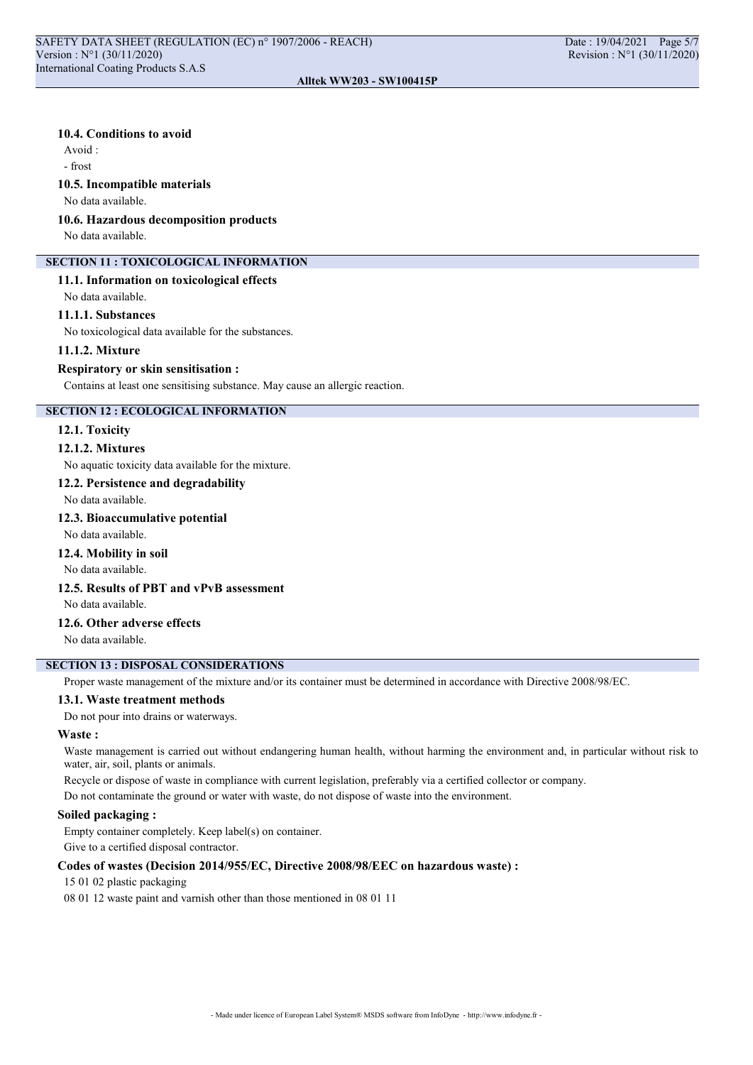### 10.4. Conditions to avoid

Avoid :

- frost

### 10.5. Incompatible materials

No data available.

### 10.6. Hazardous decomposition products

No data available.

## SECTION 11 : TOXICOLOGICAL INFORMATION

### 11.1. Information on toxicological effects

No data available.

### 11.1.1. Substances

No toxicological data available for the substances.

### 11.1.2. Mixture

**Respiratory or skin sensitisation :**

Contains at least one sensitising substance. May cause an allergic reaction.

## SECTION 12 : ECOLOGICAL INFORMATION

### 12.1. Toxicity

### 12.1.2. Mixtures

No aquatic toxicity data available for the mixture.

### 12.2. Persistence and degradability

No data available.

### 12.3. Bioaccumulative potential

No data available.

### 12.4. Mobility in soil

No data available.

### 12.5. Results of PBT and vPvB assessment

No data available.

### 12.6. Other adverse effects

No data available.

## SECTION 13 : DISPOSAL CONSIDERATIONS

Proper waste management of the mixture and/or its container must be determined in accordance with Directive 2008/98/EC.

### 13.1. Waste treatment methods

Do not pour into drains or waterways.

**Waste :**

Waste management is carried out without endangering human health, without harming the environment and, in particular without risk to water, air, soil, plants or animals.

Recycle or dispose of waste in compliance with current legislation, preferably via a certified collector or company.

Do not contaminate the ground or water with waste, do not dispose of waste into the environment.

**Soiled packaging :**

Empty container completely. Keep label(s) on container.

Give to a certified disposal contractor.

**Codes of wastes (Decision 2014/955/EC, Directive 2008/98/EEC on hazardous waste) :**

15 01 02 plastic packaging

08 01 12 waste paint and varnish other than those mentioned in 08 01 11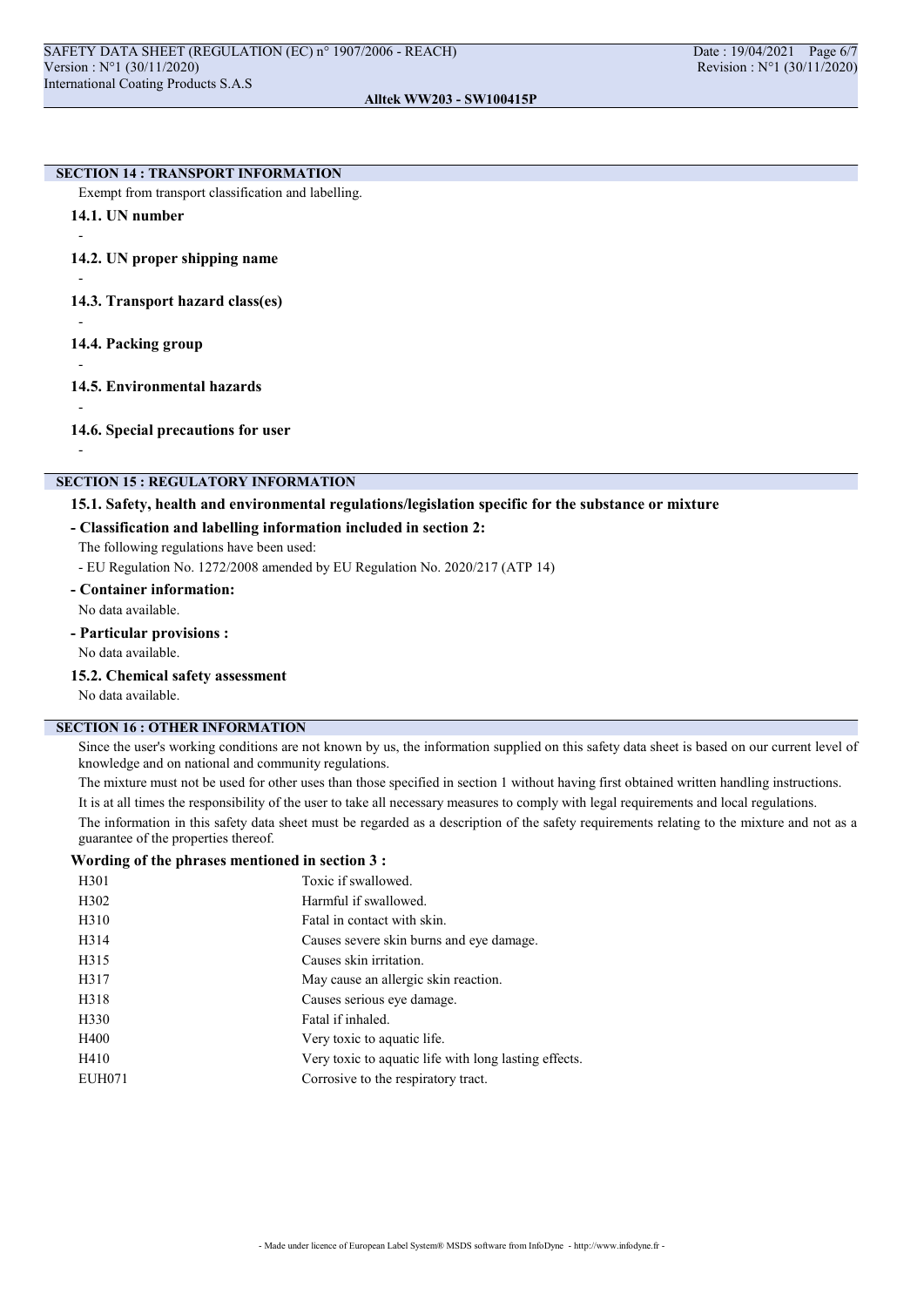## SECTION 14 : TRANSPORT INFORMATION

Exempt from transport classification and labelling.

### 14.1. UN number

-

### 14.2. UN proper shipping name

-

### 14.3. Transport hazard class(es)

-

### 14.4. Packing group

-

### 14.5. Environmental hazards

-

### 14.6. Special precautions for user

-

## SECTION 15 : REGULATORY INFORMATION

### 15.1. Safety, health and environmental regulations/legislation specific for the substance or mixture

**- Classification and labelling information included in section 2:**

The following regulations have been used:

- EU Regulation No. 1272/2008 amended by EU Regulation No. 2020/217 (ATP 14)

**- Container information:**

No data available.

**- Particular provisions :**

No data available.

### 15.2. Chemical safety assessment

No data available.

## SECTION 16 : OTHER INFORMATION

Since the user's working conditions are not known by us, the information supplied on this safety data sheet is based on our current level of knowledge and on national and community regulations.

The mixture must not be used for other uses than those specified in section 1 without having first obtained written handling instructions.

It is at all times the responsibility of the user to take all necessary measures to comply with legal requirements and local regulations.

The information in this safety data sheet must be regarded as a description of the safety requirements relating to the mixture and not as a guarantee of the properties thereof.

**Wording of the phrases mentioned in section 3 :**

| | |
|---|---|
| H301 | Toxic if swallowed. |
| H302 | Harmful if swallowed. |
| H310 | Fatal in contact with skin. |
| H314 | Causes severe skin burns and eye damage. |
| H315 | Causes skin irritation. |
| H317 | May cause an allergic skin reaction. |
| H318 | Causes serious eye damage. |
| H330 | Fatal if inhaled. |
| H400 | Very toxic to aquatic life. |
| H410 | Very toxic to aquatic life with long lasting effects. |
| EUH071 | Corrosive to the respiratory tract. |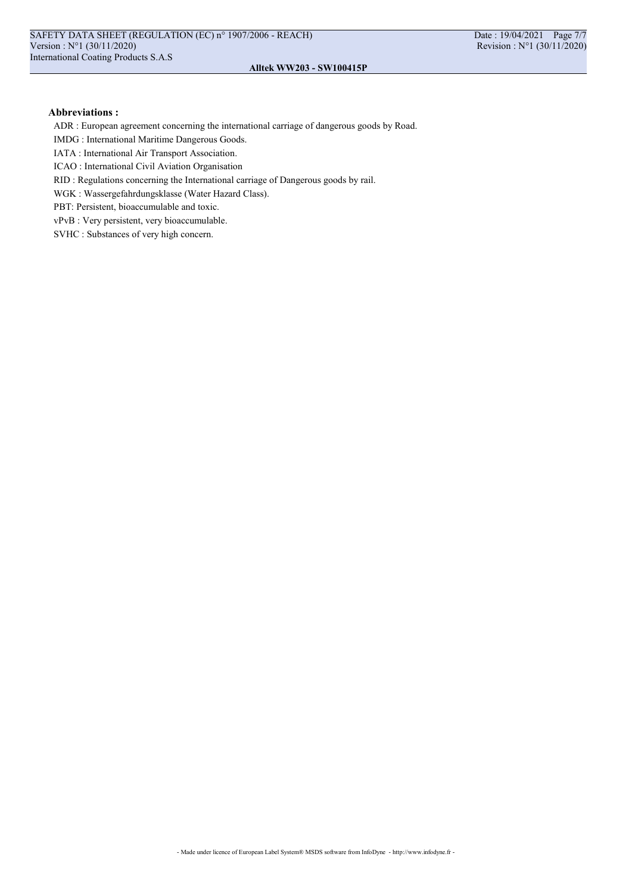**Abbreviations :**

ADR : European agreement concerning the international carriage of dangerous goods by Road.

IMDG : International Maritime Dangerous Goods.

IATA : International Air Transport Association.

ICAO : International Civil Aviation Organisation

RID : Regulations concerning the International carriage of Dangerous goods by rail.

WGK : Wassergefahrdungsklasse (Water Hazard Class).

PBT: Persistent, bioaccumulable and toxic.

vPvB : Very persistent, very bioaccumulable.

SVHC : Substances of very high concern.